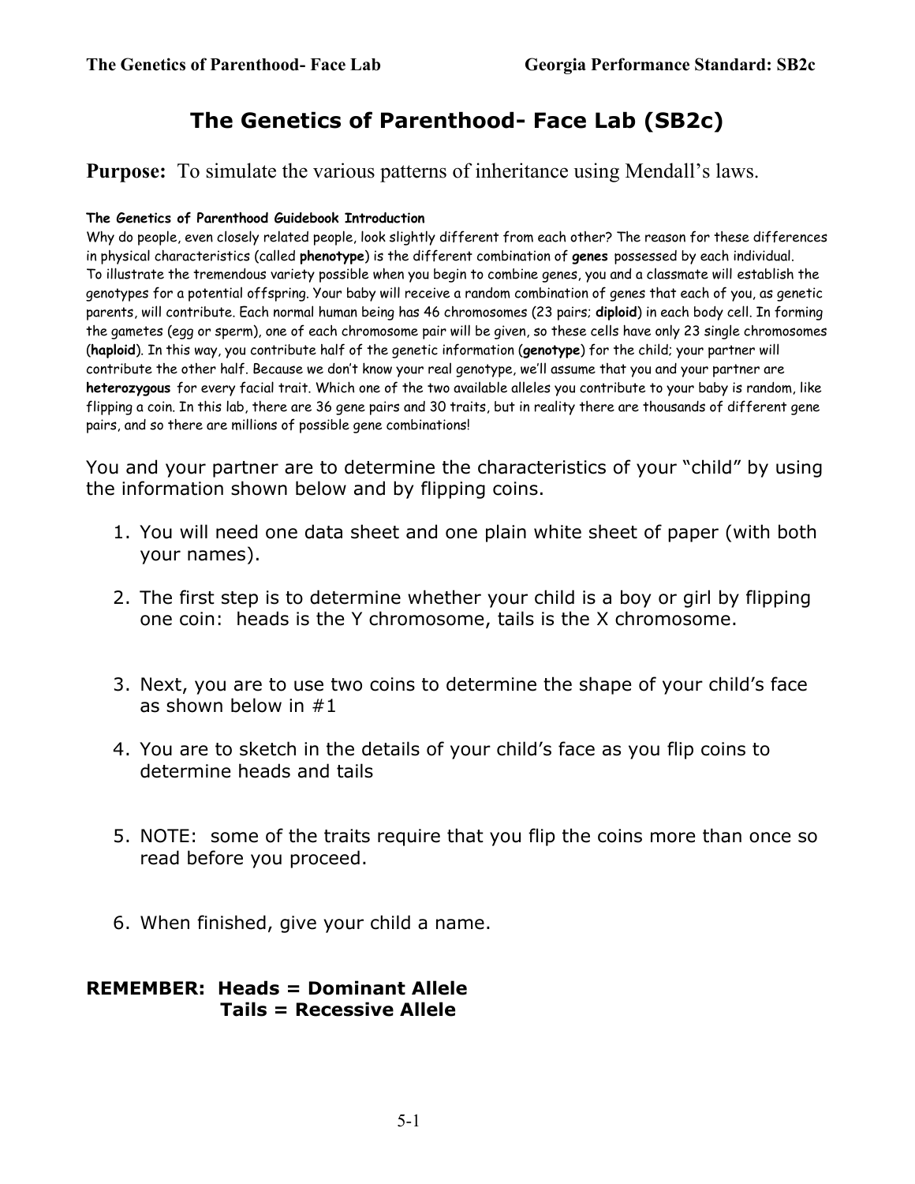# The Genetics of Parenthood- Face Lab (SB2c)

**Purpose:** To simulate the various patterns of inheritance using Mendall's laws.

**The Genetics of Parenthood Guidebook Introduction**

Why do people, even closely related people, look slightly different from each other? The reason for these differences in physical characteristics (called **phenotype**) is the different combination of **genes** possessed by each individual. To illustrate the tremendous variety possible when you begin to combine genes, you and a classmate will establish the genotypes for a potential offspring. Your baby will receive a random combination of genes that each of you, as genetic parents, will contribute. Each normal human being has 46 chromosomes (23 pairs; **diploid**) in each body cell. In forming the gametes (egg or sperm), one of each chromosome pair will be given, so these cells have only 23 single chromosomes (**haploid**). In this way, you contribute half of the genetic information (**genotype**) for the child; your partner will contribute the other half. Because we don't know your real genotype, we'll assume that you and your partner are **heterozygous** for every facial trait. Which one of the two available alleles you contribute to your baby is random, like flipping a coin. In this lab, there are 36 gene pairs and 30 traits, but in reality there are thousands of different gene pairs, and so there are millions of possible gene combinations!

You and your partner are to determine the characteristics of your "child" by using the information shown below and by flipping coins.

1. You will need one data sheet and one plain white sheet of paper (with both your names).
2. The first step is to determine whether your child is a boy or girl by flipping one coin: heads is the Y chromosome, tails is the X chromosome.
3. Next, you are to use two coins to determine the shape of your child's face as shown below in #1
4. You are to sketch in the details of your child's face as you flip coins to determine heads and tails
5. NOTE: some of the traits require that you flip the coins more than once so read before you proceed.
6. When finished, give your child a name.

**REMEMBER: Heads = Dominant Allele**
**Tails = Recessive Allele**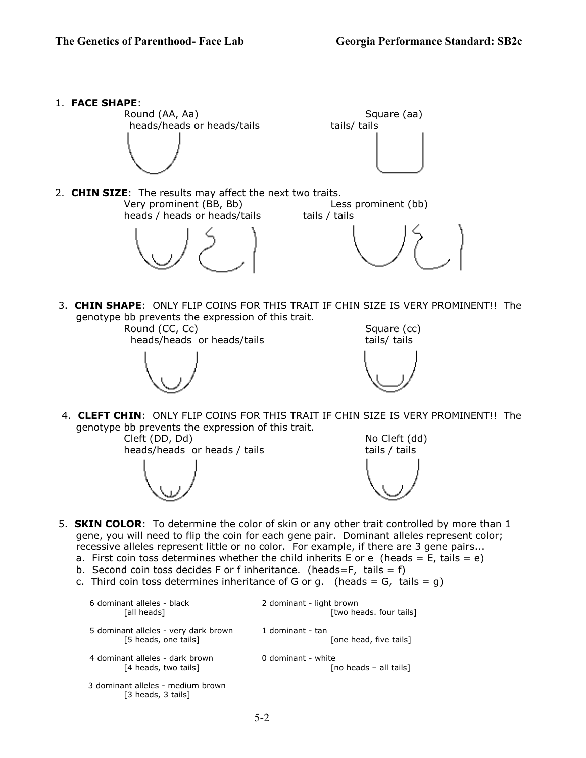**The Genetics of Parenthood- Face Lab** **Georgia Performance Standard: SB2c**

1. **FACE SHAPE**:

   Round (AA, Aa) — heads/heads or heads/tails

   Square (aa) — tails/ tails

2. **CHIN SIZE**: The results may affect the next two traits.

   Very prominent (BB, Bb) — heads / heads or heads/tails

   Less prominent (bb) — tails / tails

3. **CHIN SHAPE**: ONLY FLIP COINS FOR THIS TRAIT IF CHIN SIZE IS <u>VERY PROMINENT</u>!! The genotype bb prevents the expression of this trait.

   Round (CC, Cc) — heads/heads or heads/tails

   Square (cc) — tails/ tails

4. **CLEFT CHIN**: ONLY FLIP COINS FOR THIS TRAIT IF CHIN SIZE IS <u>VERY PROMINENT</u>!! The genotype bb prevents the expression of this trait.

   Cleft (DD, Dd) — heads/heads or heads / tails

   No Cleft (dd) — tails / tails

5. **SKIN COLOR**: To determine the color of skin or any other trait controlled by more than 1 gene, you will need to flip the coin for each gene pair. Dominant alleles represent color; recessive alleles represent little or no color. For example, if there are 3 gene pairs...

   a. First coin toss determines whether the child inherits E or e (heads = E, tails = e)

   b. Second coin toss decides F or f inheritance. (heads=F, tails = f)

   c. Third coin toss determines inheritance of G or g. (heads = G, tails = g)

   6 dominant alleles - black
   [all heads]

   5 dominant alleles - very dark brown
   [5 heads, one tails]

   4 dominant alleles - dark brown
   [4 heads, two tails]

   3 dominant alleles - medium brown
   [3 heads, 3 tails]

   2 dominant - light brown
   [two heads. four tails]

   1 dominant - tan
   [one head, five tails]

   0 dominant - white
   [no heads – all tails]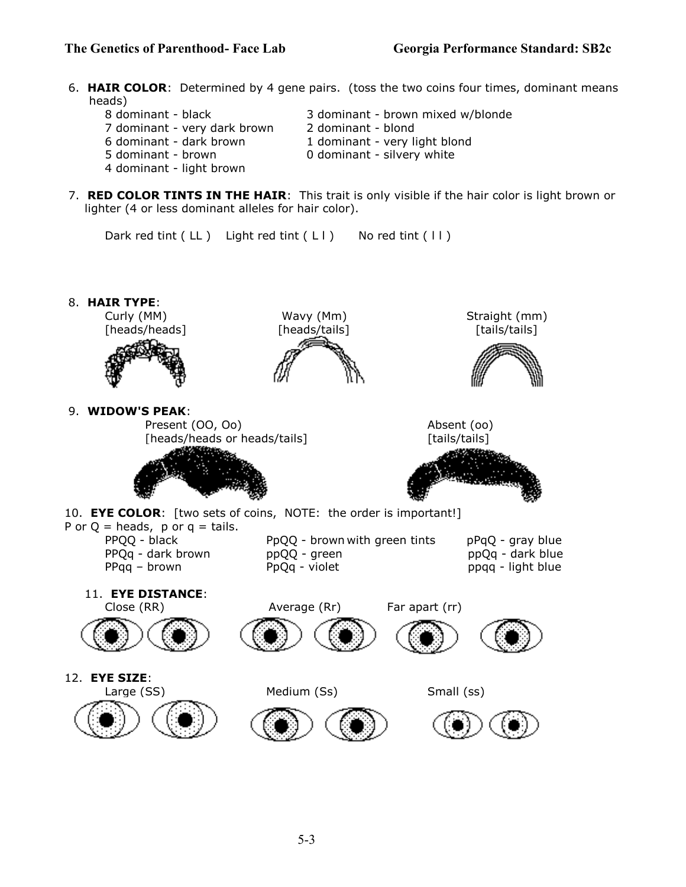6. **HAIR COLOR**: Determined by 4 gene pairs. (toss the two coins four times, dominant means heads)
   - 8 dominant - black
   - 7 dominant - very dark brown
   - 6 dominant - dark brown
   - 5 dominant - brown
   - 4 dominant - light brown
   - 3 dominant - brown mixed w/blonde
   - 2 dominant - blond
   - 1 dominant - very light blond
   - 0 dominant - silvery white

7. **RED COLOR TINTS IN THE HAIR**: This trait is only visible if the hair color is light brown or lighter (4 or less dominant alleles for hair color).

   Dark red tint ( LL ) Light red tint ( L l ) No red tint ( l l )

8. **HAIR TYPE**:
   - Curly (MM) [heads/heads]
   - Wavy (Mm) [heads/tails]
   - Straight (mm) [tails/tails]

9. **WIDOW'S PEAK**:
   - Present (OO, Oo) [heads/heads or heads/tails]
   - Absent (oo) [tails/tails]

10. **EYE COLOR**: [two sets of coins, NOTE: the order is important!]
    P or Q = heads, p or q = tails.

| | | |
|---|---|---|
| PPQQ - black | PpQQ - brown with green tints | pPqQ - gray blue |
| PPQq - dark brown | ppQQ - green | ppQq - dark blue |
| PPqq – brown | PpQq - violet | ppqq - light blue |

11. **EYE DISTANCE**:
    - Close (RR)
    - Average (Rr)
    - Far apart (rr)

12. **EYE SIZE**:
    - Large (SS)
    - Medium (Ss)
    - Small (ss)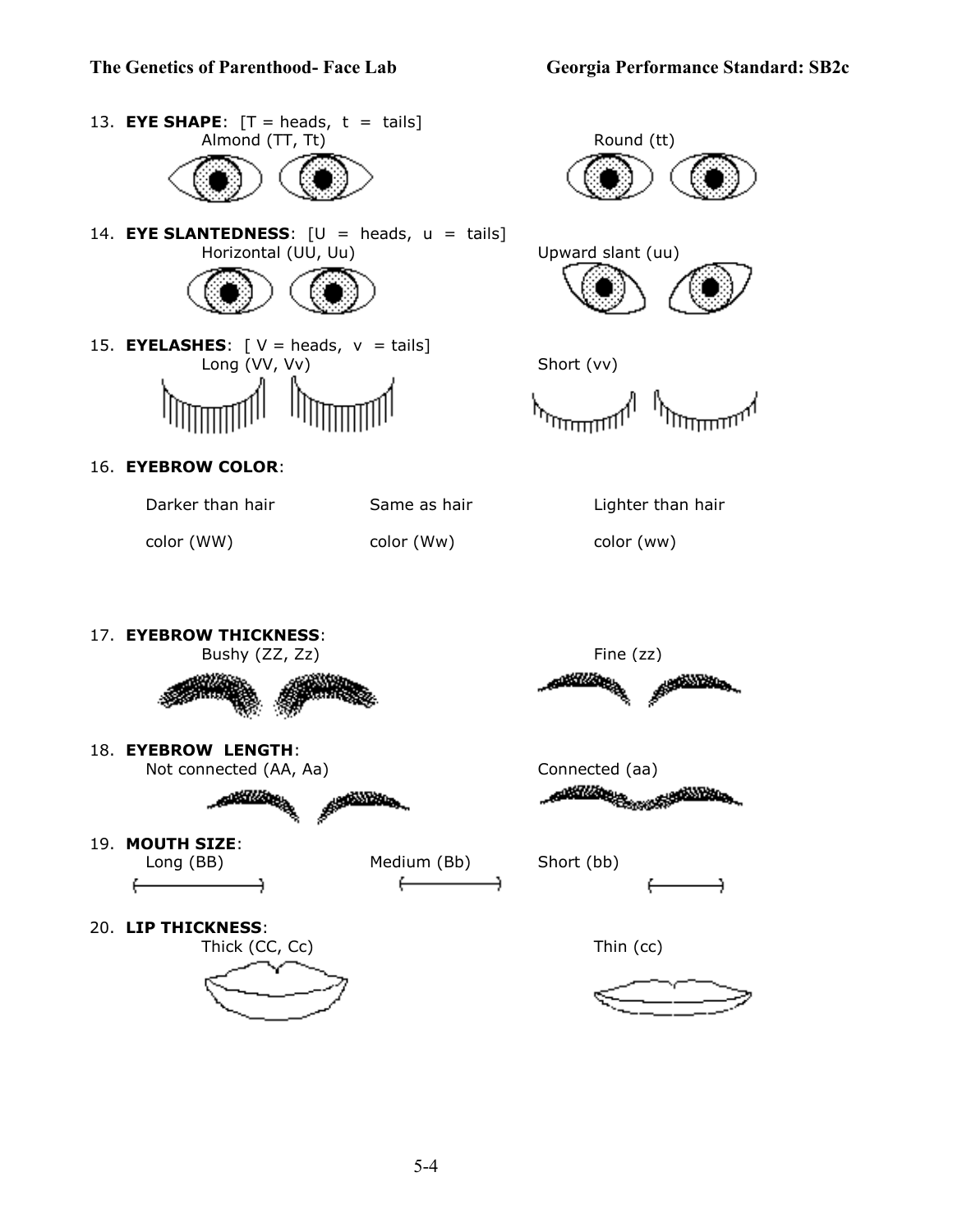13. **EYE SHAPE**: [T = heads, t = tails]

Almond (TT, Tt)

Round (tt)

14. **EYE SLANTEDNESS**: [U = heads, u = tails]

Horizontal (UU, Uu)

Upward slant (uu)

15. **EYELASHES**: [ V = heads, v = tails]

Long (VV, Vv)

Short (vv)

16. **EYEBROW COLOR**:

Darker than hair color (WW)

Same as hair color (Ww)

Lighter than hair color (ww)

17. **EYEBROW THICKNESS**:

Bushy (ZZ, Zz)

Fine (zz)

18. **EYEBROW LENGTH**:

Not connected (AA, Aa)

Connected (aa)

19. **MOUTH SIZE**:

Long (BB)

Medium (Bb)

Short (bb)

20. **LIP THICKNESS**:

Thick (CC, Cc)

Thin (cc)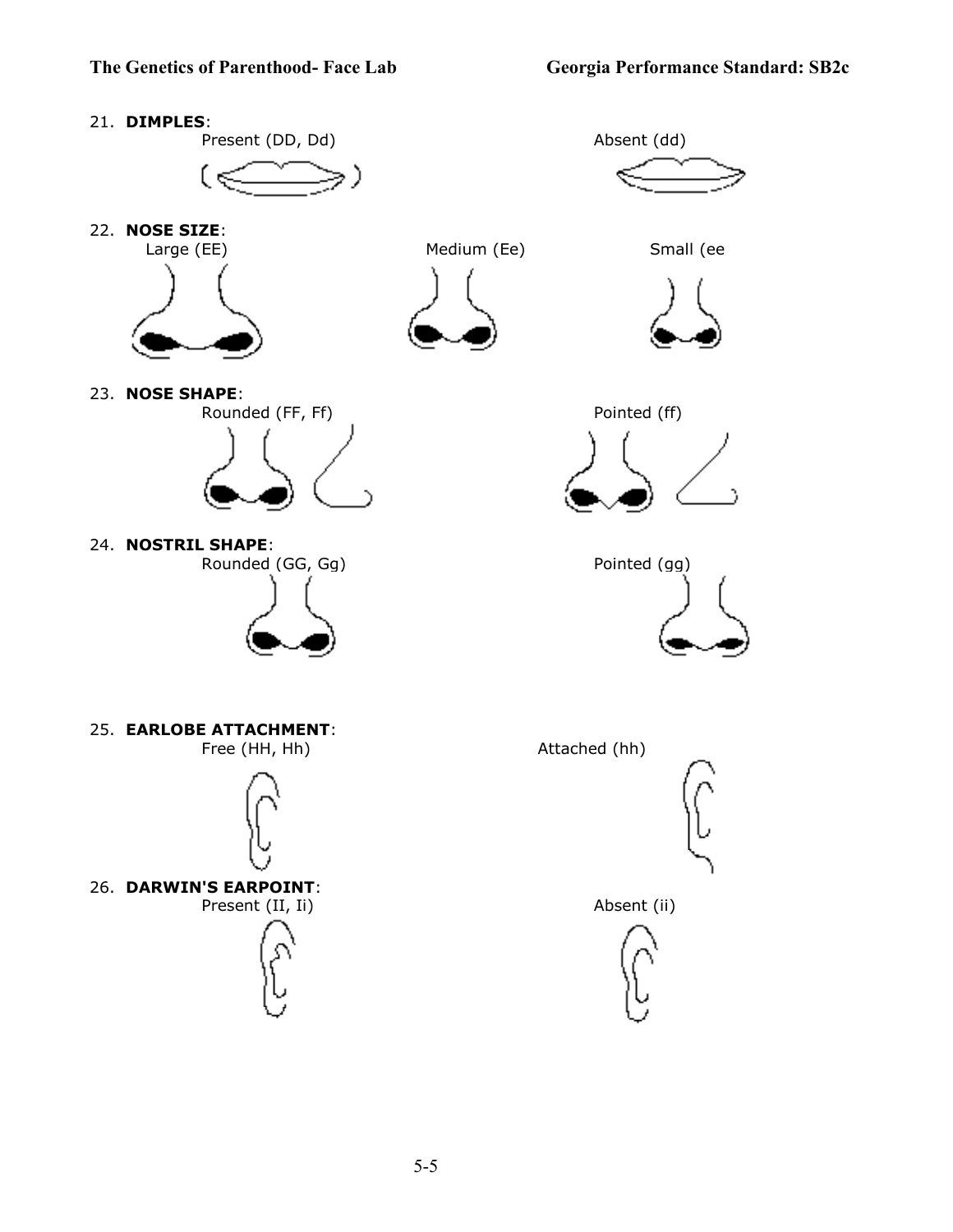21. **DIMPLES**:
    Present (DD, Dd)
    Absent (dd)

22. **NOSE SIZE**:
    Large (EE)
    Medium (Ee)
    Small (ee

23. **NOSE SHAPE**:
    Rounded (FF, Ff)
    Pointed (ff)

24. **NOSTRIL SHAPE**:
    Rounded (GG, Gg)
    Pointed (gg)

25. **EARLOBE ATTACHMENT**:
    Free (HH, Hh)
    Attached (hh)

26. **DARWIN'S EARPOINT**:
    Present (II, Ii)
    Absent (ii)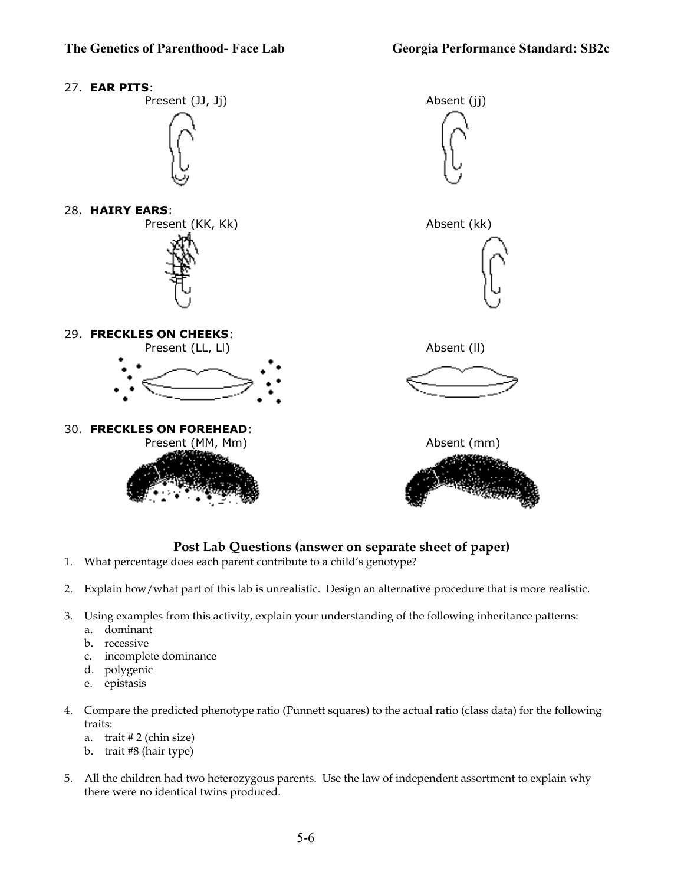27. **EAR PITS**:

Present (JJ, Jj)

Absent (jj)

28. **HAIRY EARS**:

Present (KK, Kk)

Absent (kk)

29. **FRECKLES ON CHEEKS**:

Present (LL, Ll)

Absent (ll)

30. **FRECKLES ON FOREHEAD**:

Present (MM, Mm)

Absent (mm)

## Post Lab Questions (answer on separate sheet of paper)

1. What percentage does each parent contribute to a child's genotype?

2. Explain how/what part of this lab is unrealistic. Design an alternative procedure that is more realistic.

3. Using examples from this activity, explain your understanding of the following inheritance patterns:
   a. dominant
   b. recessive
   c. incomplete dominance
   d. polygenic
   e. epistasis

4. Compare the predicted phenotype ratio (Punnett squares) to the actual ratio (class data) for the following traits:
   a. trait # 2 (chin size)
   b. trait #8 (hair type)

5. All the children had two heterozygous parents. Use the law of independent assortment to explain why there were no identical twins produced.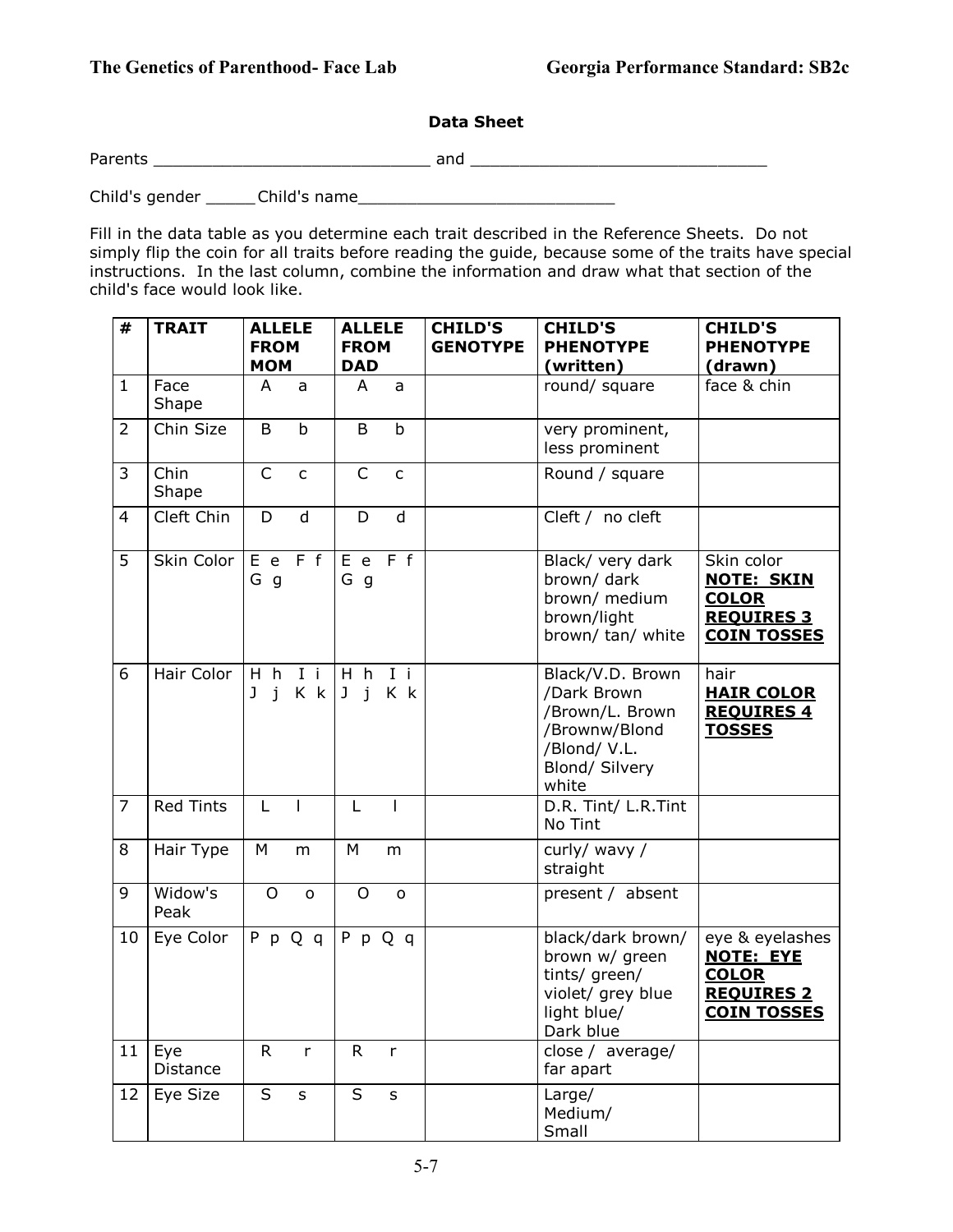**The Genetics of Parenthood- Face Lab** **Georgia Performance Standard: SB2c**

**Data Sheet**

Parents ____________________________ and ______________________________

Child's gender _____ Child's name__________________________

Fill in the data table as you determine each trait described in the Reference Sheets. Do not simply flip the coin for all traits before reading the guide, because some of the traits have special instructions. In the last column, combine the information and draw what that section of the child's face would look like.

| # | TRAIT | ALLELE FROM MOM | ALLELE FROM DAD | CHILD'S GENOTYPE | CHILD'S PHENOTYPE (written) | CHILD'S PHENOTYPE (drawn) |
|---|---|---|---|---|---|---|
| 1 | Face Shape | A a | A a | | round/ square | face & chin |
| 2 | Chin Size | B b | B b | | very prominent, less prominent | |
| 3 | Chin Shape | C c | C c | | Round / square | |
| 4 | Cleft Chin | D d | D d | | Cleft / no cleft | |
| 5 | Skin Color | E e F f G g | E e F f G g | | Black/ very dark brown/ dark brown/ medium brown/light brown/ tan/ white | Skin color **NOTE: SKIN COLOR REQUIRES 3 COIN TOSSES** |
| 6 | Hair Color | H h I i J j K k | H h I i J j K k | | Black/V.D. Brown /Dark Brown /Brown/L. Brown /Brownw/Blond /Blond/ V.L. Blond/ Silvery white | hair **HAIR COLOR REQUIRES 4 TOSSES** |
| 7 | Red Tints | L l | L l | | D.R. Tint/ L.R.Tint No Tint | |
| 8 | Hair Type | M m | M m | | curly/ wavy / straight | |
| 9 | Widow's Peak | O o | O o | | present / absent | |
| 10 | Eye Color | P p Q q | P p Q q | | black/dark brown/ brown w/ green tints/ green/ violet/ grey blue light blue/ Dark blue | eye & eyelashes **NOTE: EYE COLOR REQUIRES 2 COIN TOSSES** |
| 11 | Eye Distance | R r | R r | | close / average/ far apart | |
| 12 | Eye Size | S s | S s | | Large/ Medium/ Small | |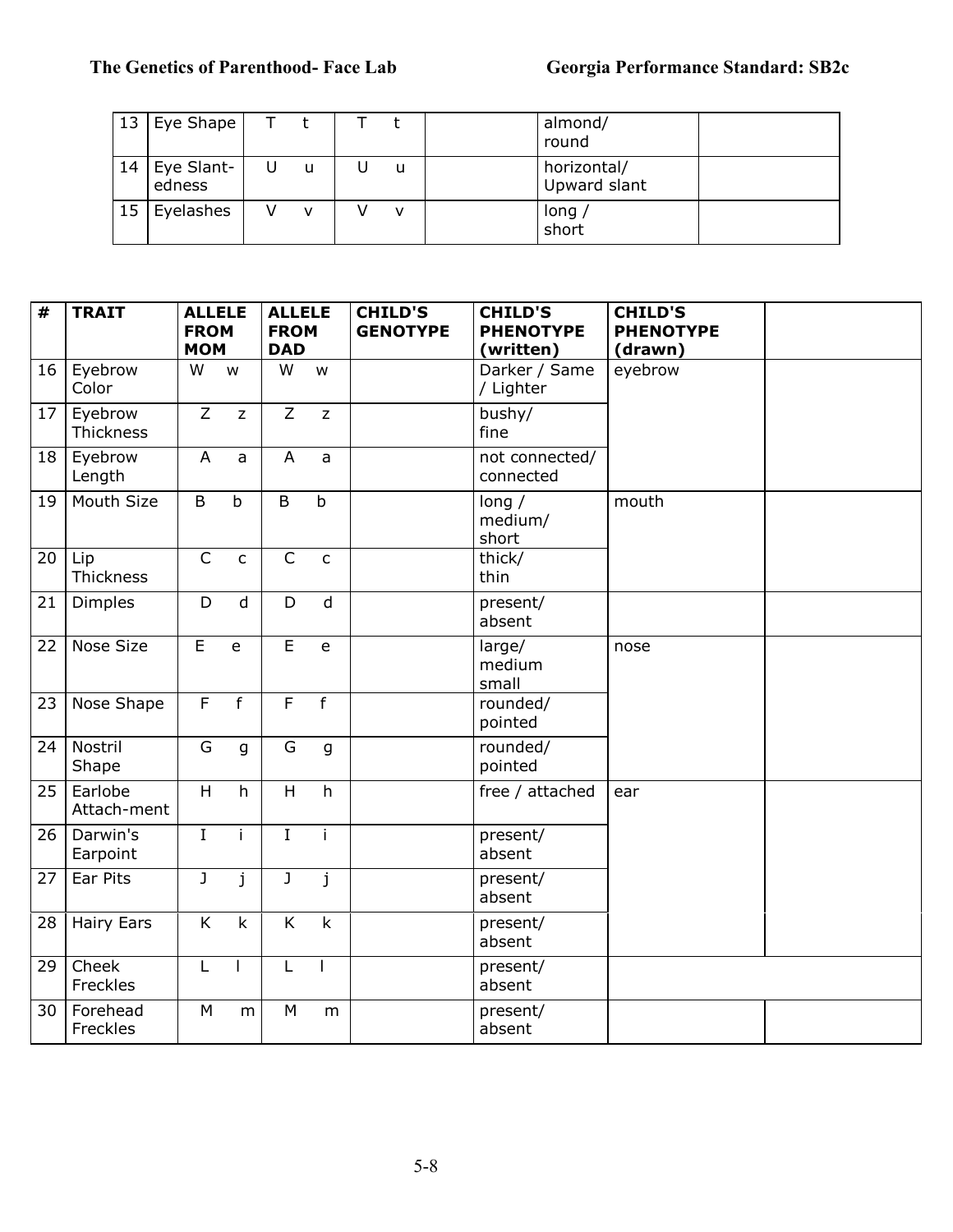| | | | | | | |
|---|---|---|---|---|---|---|
| 13 | Eye Shape | T t | T t | | almond/ round | |
| 14 | Eye Slant-edness | U u | U u | | horizontal/ Upward slant | |
| 15 | Eyelashes | V v | V v | | long / short | |

| # | TRAIT | ALLELE FROM MOM | ALLELE FROM DAD | CHILD'S GENOTYPE | CHILD'S PHENOTYPE (written) | CHILD'S PHENOTYPE (drawn) | |
|---|---|---|---|---|---|---|---|
| 16 | Eyebrow Color | W w | W w | | Darker / Same / Lighter | eyebrow | |
| 17 | Eyebrow Thickness | Z z | Z z | | bushy/ fine | | |
| 18 | Eyebrow Length | A a | A a | | not connected/ connected | | |
| 19 | Mouth Size | B b | B b | | long / medium/ short | mouth | |
| 20 | Lip Thickness | C c | C c | | thick/ thin | | |
| 21 | Dimples | D d | D d | | present/ absent | | |
| 22 | Nose Size | E e | E e | | large/ medium small | nose | |
| 23 | Nose Shape | F f | F f | | rounded/ pointed | | |
| 24 | Nostril Shape | G g | G g | | rounded/ pointed | | |
| 25 | Earlobe Attach-ment | H h | H h | | free / attached | ear | |
| 26 | Darwin's Earpoint | I i | I i | | present/ absent | | |
| 27 | Ear Pits | J j | J j | | present/ absent | | |
| 28 | Hairy Ears | K k | K k | | present/ absent | | |
| 29 | Cheek Freckles | L l | L l | | present/ absent | | |
| 30 | Forehead Freckles | M m | M m | | present/ absent | | |